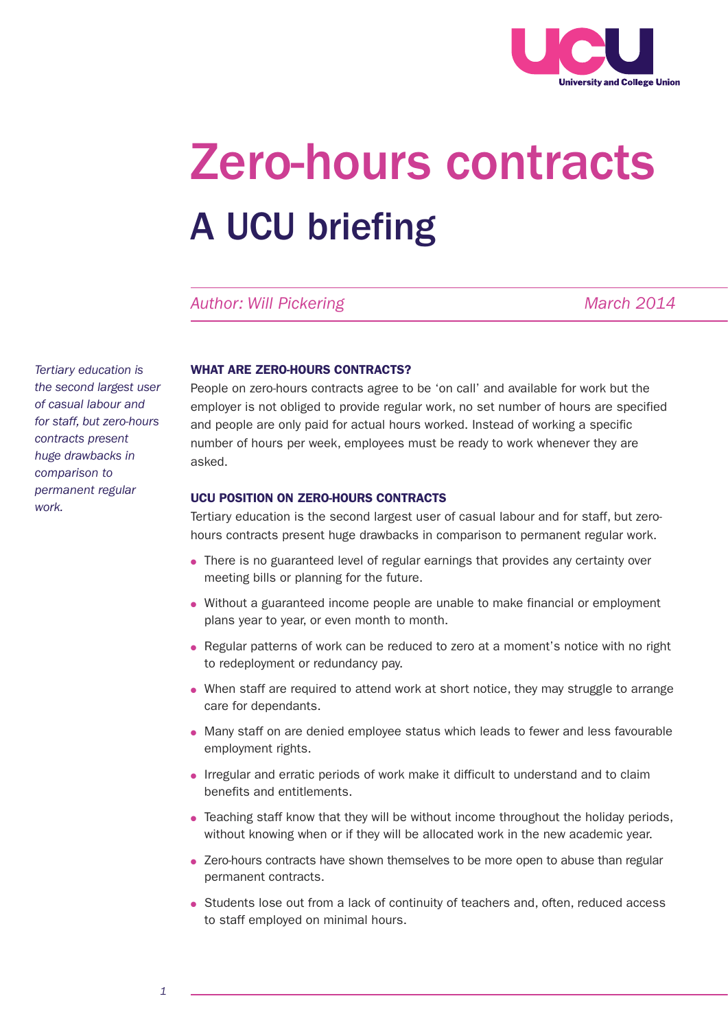# Zero-hours contracts

## A UCU briefing

*Author: Will Pickering* *March 2014*

*Tertiary education is the second largest user of casual labour and for staff, but zero-hours contracts present huge drawbacks in comparison to permanent regular work.*

### WHAT ARE ZERO-HOURS CONTRACTS?

People on zero-hours contracts agree to be 'on call' and available for work but the employer is not obliged to provide regular work, no set number of hours are specified and people are only paid for actual hours worked. Instead of working a specific number of hours per week, employees must be ready to work whenever they are asked.

### UCU POSITION ON ZERO-HOURS CONTRACTS

Tertiary education is the second largest user of casual labour and for staff, but zero-hours contracts present huge drawbacks in comparison to permanent regular work.

- There is no guaranteed level of regular earnings that provides any certainty over meeting bills or planning for the future.
- Without a guaranteed income people are unable to make financial or employment plans year to year, or even month to month.
- Regular patterns of work can be reduced to zero at a moment's notice with no right to redeployment or redundancy pay.
- When staff are required to attend work at short notice, they may struggle to arrange care for dependants.
- Many staff on are denied employee status which leads to fewer and less favourable employment rights.
- Irregular and erratic periods of work make it difficult to understand and to claim benefits and entitlements.
- Teaching staff know that they will be without income throughout the holiday periods, without knowing when or if they will be allocated work in the new academic year.
- Zero-hours contracts have shown themselves to be more open to abuse than regular permanent contracts.
- Students lose out from a lack of continuity of teachers and, often, reduced access to staff employed on minimal hours.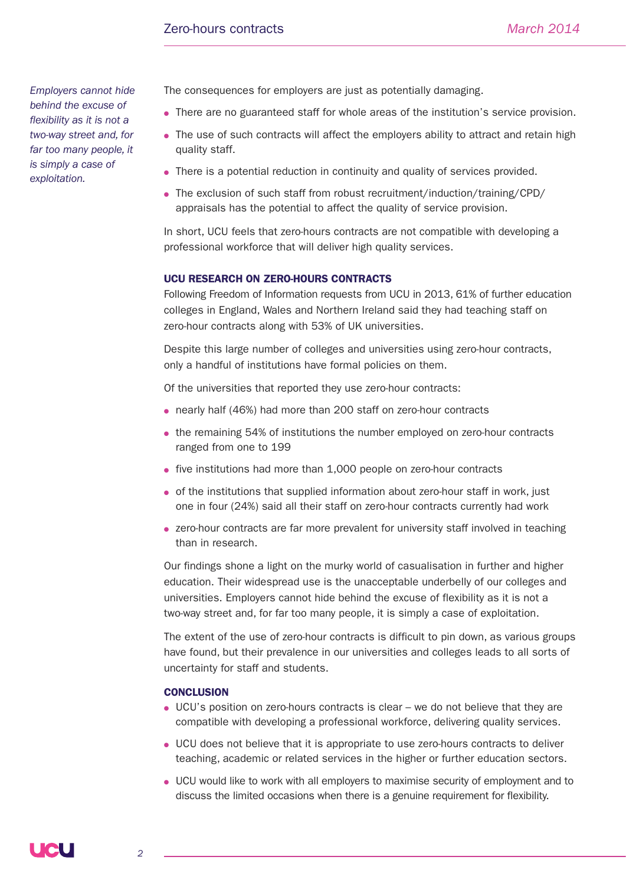*Employers cannot hide behind the excuse of flexibility as it is not a two-way street and, for far too many people, it is simply a case of exploitation.*

The consequences for employers are just as potentially damaging.

- There are no guaranteed staff for whole areas of the institution's service provision.
- The use of such contracts will affect the employers ability to attract and retain high quality staff.
- There is a potential reduction in continuity and quality of services provided.
- The exclusion of such staff from robust recruitment/induction/training/CPD/ appraisals has the potential to affect the quality of service provision.

In short, UCU feels that zero-hours contracts are not compatible with developing a professional workforce that will deliver high quality services.

## UCU RESEARCH ON ZERO-HOURS CONTRACTS

Following Freedom of Information requests from UCU in 2013, 61% of further education colleges in England, Wales and Northern Ireland said they had teaching staff on zero-hour contracts along with 53% of UK universities.

Despite this large number of colleges and universities using zero-hour contracts, only a handful of institutions have formal policies on them.

Of the universities that reported they use zero-hour contracts:

- nearly half (46%) had more than 200 staff on zero-hour contracts
- the remaining 54% of institutions the number employed on zero-hour contracts ranged from one to 199
- five institutions had more than 1,000 people on zero-hour contracts
- of the institutions that supplied information about zero-hour staff in work, just one in four (24%) said all their staff on zero-hour contracts currently had work
- zero-hour contracts are far more prevalent for university staff involved in teaching than in research.

Our findings shone a light on the murky world of casualisation in further and higher education. Their widespread use is the unacceptable underbelly of our colleges and universities. Employers cannot hide behind the excuse of flexibility as it is not a two-way street and, for far too many people, it is simply a case of exploitation.

The extent of the use of zero-hour contracts is difficult to pin down, as various groups have found, but their prevalence in our universities and colleges leads to all sorts of uncertainty for staff and students.

## CONCLUSION

- UCU's position on zero-hours contracts is clear – we do not believe that they are compatible with developing a professional workforce, delivering quality services.
- UCU does not believe that it is appropriate to use zero-hours contracts to deliver teaching, academic or related services in the higher or further education sectors.
- UCU would like to work with all employers to maximise security of employment and to discuss the limited occasions when there is a genuine requirement for flexibility.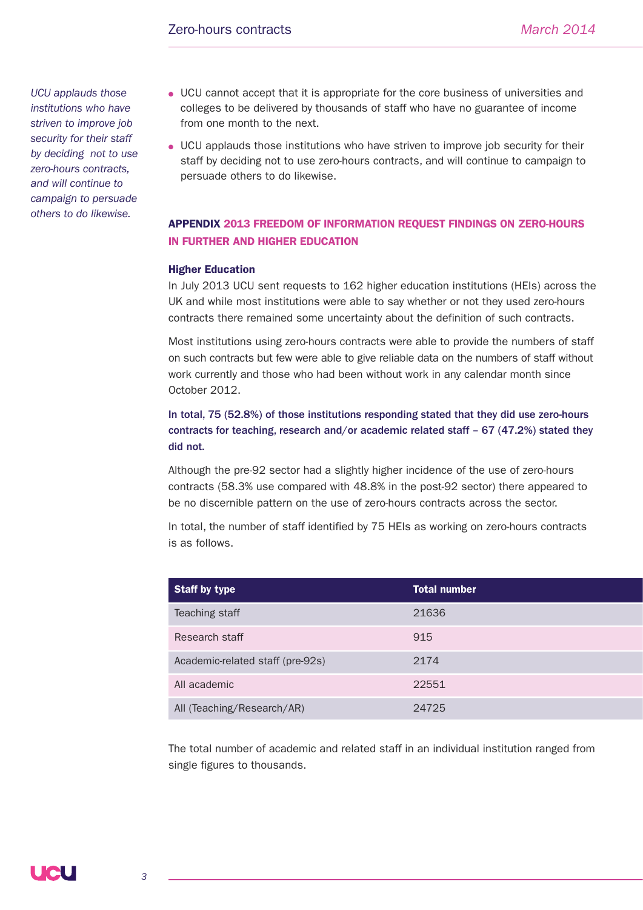*UCU applauds those institutions who have striven to improve job security for their staff by deciding not to use zero-hours contracts, and will continue to campaign to persuade others to do likewise.*

- UCU cannot accept that it is appropriate for the core business of universities and colleges to be delivered by thousands of staff who have no guarantee of income from one month to the next.
- UCU applauds those institutions who have striven to improve job security for their staff by deciding not to use zero-hours contracts, and will continue to campaign to persuade others to do likewise.

## APPENDIX 2013 FREEDOM OF INFORMATION REQUEST FINDINGS ON ZERO-HOURS IN FURTHER AND HIGHER EDUCATION

### Higher Education

In July 2013 UCU sent requests to 162 higher education institutions (HEIs) across the UK and while most institutions were able to say whether or not they used zero-hours contracts there remained some uncertainty about the definition of such contracts.

Most institutions using zero-hours contracts were able to provide the numbers of staff on such contracts but few were able to give reliable data on the numbers of staff without work currently and those who had been without work in any calendar month since October 2012.

**In total, 75 (52.8%) of those institutions responding stated that they did use zero-hours contracts for teaching, research and/or academic related staff – 67 (47.2%) stated they did not.**

Although the pre-92 sector had a slightly higher incidence of the use of zero-hours contracts (58.3% use compared with 48.8% in the post-92 sector) there appeared to be no discernible pattern on the use of zero-hours contracts across the sector.

In total, the number of staff identified by 75 HEIs as working on zero-hours contracts is as follows.

| Staff by type | Total number |
|---|---|
| Teaching staff | 21636 |
| Research staff | 915 |
| Academic-related staff (pre-92s) | 2174 |
| All academic | 22551 |
| All (Teaching/Research/AR) | 24725 |

The total number of academic and related staff in an individual institution ranged from single figures to thousands.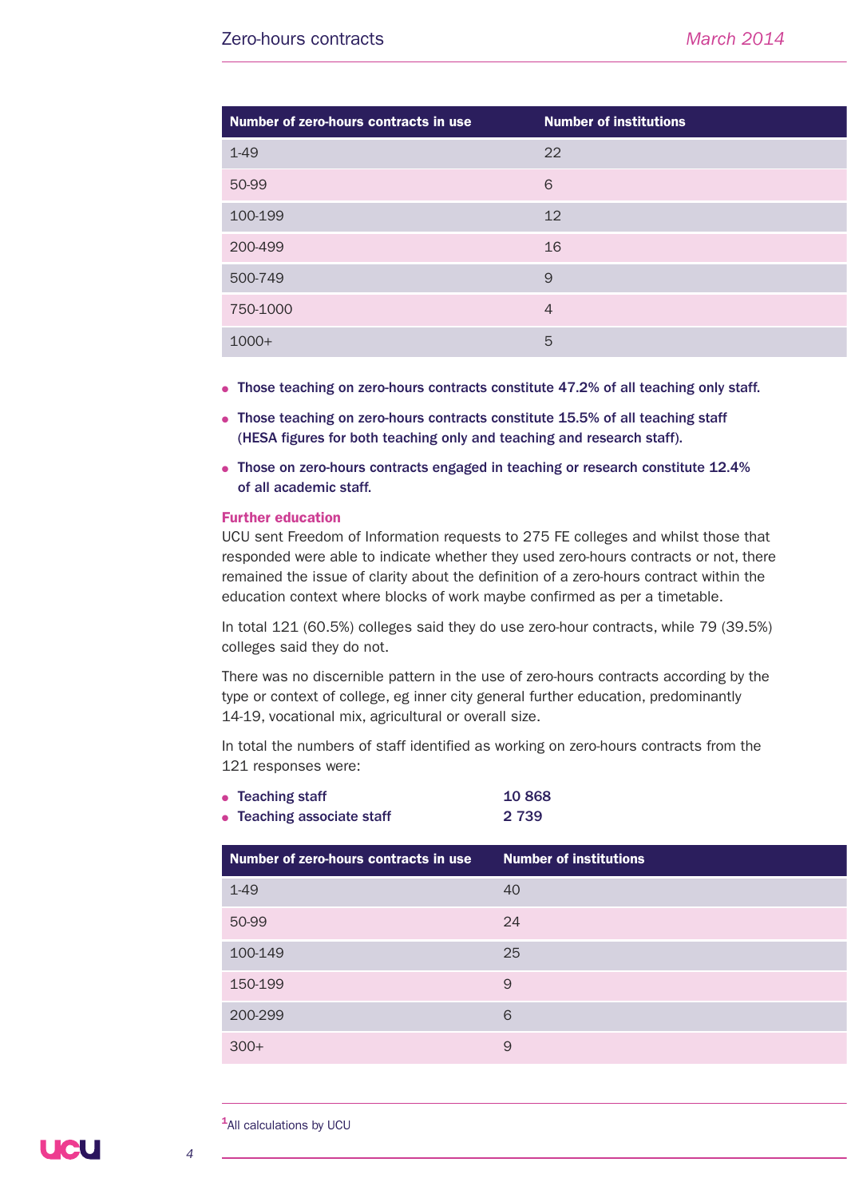| Number of zero-hours contracts in use | Number of institutions |
| --- | --- |
| 1-49 | 22 |
| 50-99 | 6 |
| 100-199 | 12 |
| 200-499 | 16 |
| 500-749 | 9 |
| 750-1000 | 4 |
| 1000+ | 5 |

- **Those teaching on zero-hours contracts constitute 47.2% of all teaching only staff.**
- **Those teaching on zero-hours contracts constitute 15.5% of all teaching staff (HESA figures for both teaching only and teaching and research staff).**
- **Those on zero-hours contracts engaged in teaching or research constitute 12.4% of all academic staff.**

### Further education

UCU sent Freedom of Information requests to 275 FE colleges and whilst those that responded were able to indicate whether they used zero-hours contracts or not, there remained the issue of clarity about the definition of a zero-hours contract within the education context where blocks of work maybe confirmed as per a timetable.

In total 121 (60.5%) colleges said they do use zero-hour contracts, while 79 (39.5%) colleges said they do not.

There was no discernible pattern in the use of zero-hours contracts according by the type or context of college, eg inner city general further education, predominantly 14-19, vocational mix, agricultural or overall size.

In total the numbers of staff identified as working on zero-hours contracts from the 121 responses were:

- **Teaching staff** **10 868**
- **Teaching associate staff** **2 739**

| Number of zero-hours contracts in use | Number of institutions |
| --- | --- |
| 1-49 | 40 |
| 50-99 | 24 |
| 100-149 | 25 |
| 150-199 | 9 |
| 200-299 | 6 |
| 300+ | 9 |

[1]All calculations by UCU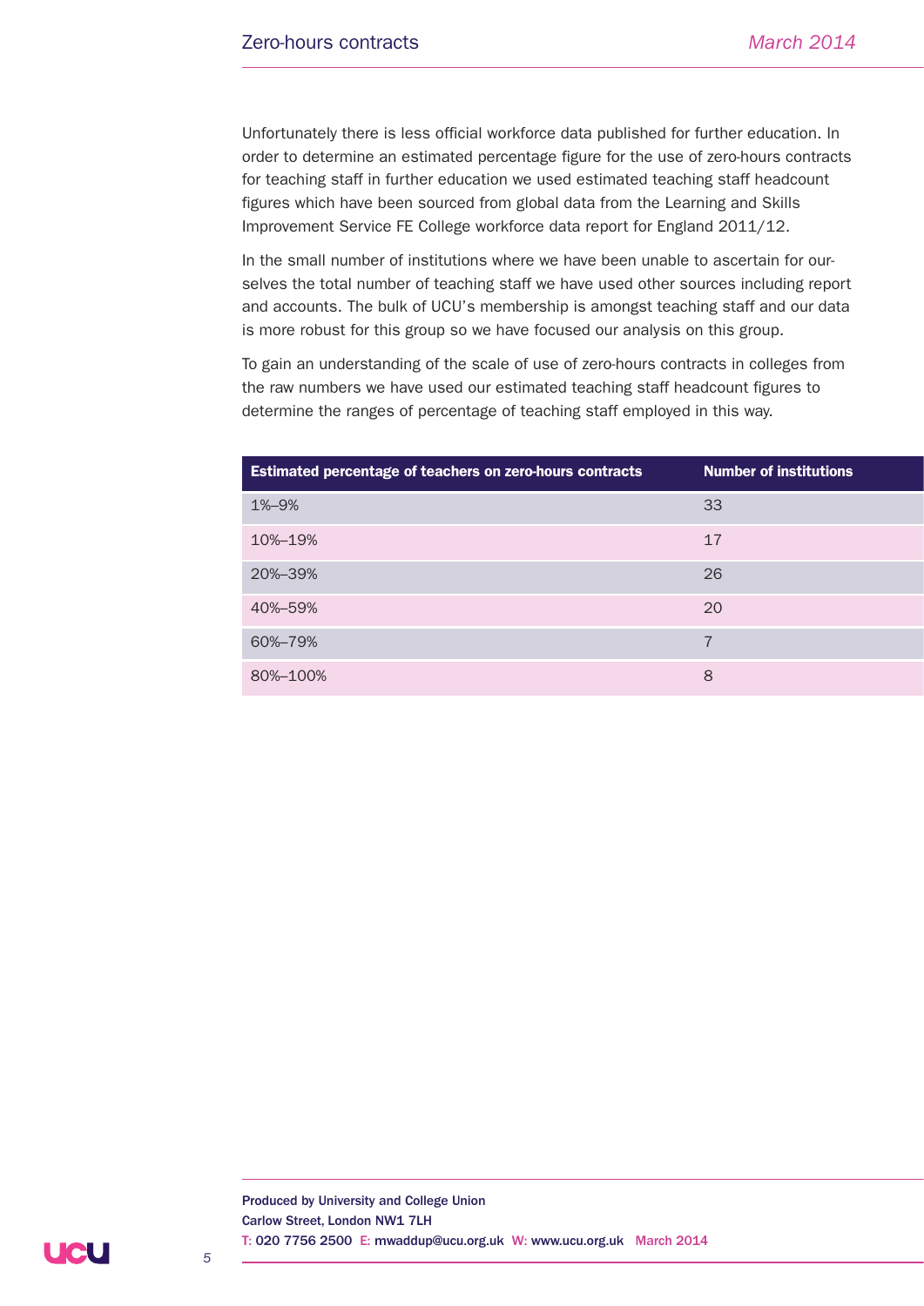Unfortunately there is less official workforce data published for further education. In order to determine an estimated percentage figure for the use of zero-hours contracts for teaching staff in further education we used estimated teaching staff headcount figures which have been sourced from global data from the Learning and Skills Improvement Service FE College workforce data report for England 2011/12.

In the small number of institutions where we have been unable to ascertain for ourselves the total number of teaching staff we have used other sources including report and accounts. The bulk of UCU's membership is amongst teaching staff and our data is more robust for this group so we have focused our analysis on this group.

To gain an understanding of the scale of use of zero-hours contracts in colleges from the raw numbers we have used our estimated teaching staff headcount figures to determine the ranges of percentage of teaching staff employed in this way.

| Estimated percentage of teachers on zero-hours contracts | Number of institutions |
|---|---|
| 1%–9% | 33 |
| 10%–19% | 17 |
| 20%–39% | 26 |
| 40%–59% | 20 |
| 60%–79% | 7 |
| 80%–100% | 8 |

Produced by University and College Union
Carlow Street, London NW1 7LH
T: 020 7756 2500 E: mwaddup@ucu.org.uk W: www.ucu.org.uk March 2014